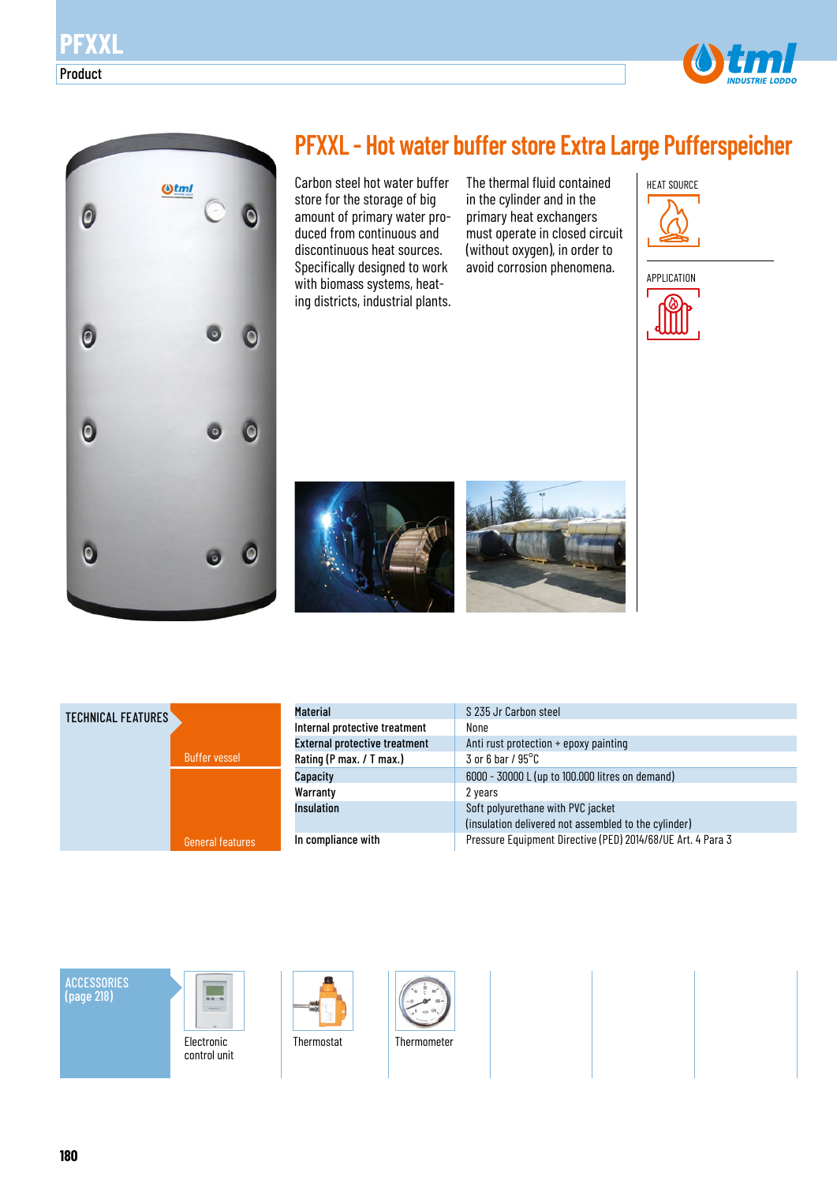# PFXXL

Product

## PFXXL - Hot water buffer store Extra Large Pufferspeicher

Carbon steel hot water buffer store for the storage of big amount of primary water produced from continuous and discontinuous heat sources. Specifically designed to work with biomass systems, heating districts, industrial plants.

The thermal fluid contained in the cylinder and in the primary heat exchangers must operate in closed circuit (without oxygen), in order to avoid corrosion phenomena.

HEAT SOURCE

APPLICATION

### TECHNICAL FEATURES

| | | |
|---|---|---|
| Buffer vessel | **Material** | S 235 Jr Carbon steel |
| | **Internal protective treatment** | None |
| | **External protective treatment** | Anti rust protection + epoxy painting |
| | **Rating (P max. / T max.)** | 3 or 6 bar / 95°C |
| General features | **Capacity** | 6000 - 30000 L (up to 100.000 litres on demand) |
| | **Warranty** | 2 years |
| | **Insulation** | Soft polyurethane with PVC jacket (insulation delivered not assembled to the cylinder) |
| | **In compliance with** | Pressure Equipment Directive (PED) 2014/68/UE Art. 4 Para 3 |

### ACCESSORIES (page 218)

- Electronic control unit
- Thermostat
- Thermometer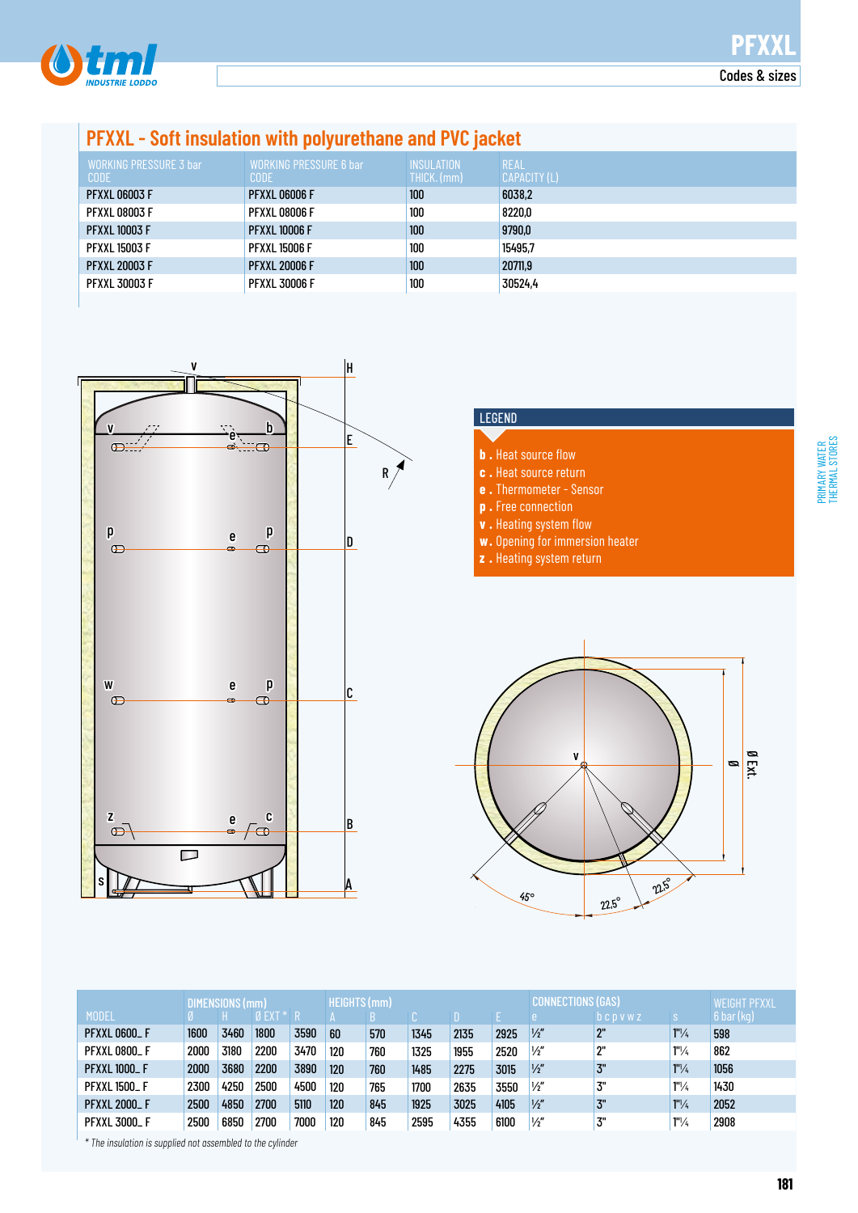# PFXXL

Codes & sizes

## PFXXL - Soft insulation with polyurethane and PVC jacket

| WORKING PRESSURE 3 bar CODE | WORKING PRESSURE 6 bar CODE | INSULATION THICK. (mm) | REAL CAPACITY (L) |
|---|---|---|---|
| PFXXL 06003 F | PFXXL 06006 F | 100 | 6038,2 |
| PFXXL 08003 F | PFXXL 08006 F | 100 | 8220,0 |
| PFXXL 10003 F | PFXXL 10006 F | 100 | 9790,0 |
| PFXXL 15003 F | PFXXL 15006 F | 100 | 15495,7 |
| PFXXL 20003 F | PFXXL 20006 F | 100 | 20711,9 |
| PFXXL 30003 F | PFXXL 30006 F | 100 | 30524,4 |

v
H
E
R
D
C
B
A
b
e
p
w
z
c
s

**LEGEND**

- **b .** Heat source flow
- **c .** Heat source return
- **e .** Thermometer - Sensor
- **p .** Free connection
- **v .** Heating system flow
- **w.** Opening for immersion heater
- **z .** Heating system return

v
Ø
Ø Ext.
45°
22,5°
22,5°

| MODEL | DIMENSIONS (mm) Ø | H | Ø EXT * | R | HEIGHTS (mm) A | B | C | D | E | CONNECTIONS (GAS) e | b c p v w z | s | WEIGHT PFXXL 6 bar (kg) |
|---|---|---|---|---|---|---|---|---|---|---|---|---|---|
| PFXXL 0600_ F | 1600 | 3460 | 1800 | 3590 | 60 | 570 | 1345 | 2135 | 2925 | ½" | 2" | 1"¼ | 598 |
| PFXXL 0800_ F | 2000 | 3180 | 2200 | 3470 | 120 | 760 | 1325 | 1955 | 2520 | ½" | 2" | 1"¼ | 862 |
| PFXXL 1000_ F | 2000 | 3680 | 2200 | 3890 | 120 | 760 | 1485 | 2275 | 3015 | ½" | 3" | 1"¼ | 1056 |
| PFXXL 1500_ F | 2300 | 4250 | 2500 | 4500 | 120 | 765 | 1700 | 2635 | 3550 | ½" | 3" | 1"¼ | 1430 |
| PFXXL 2000_ F | 2500 | 4850 | 2700 | 5110 | 120 | 845 | 1925 | 3025 | 4105 | ½" | 3" | 1"¼ | 2052 |
| PFXXL 3000_ F | 2500 | 6850 | 2700 | 7000 | 120 | 845 | 2595 | 4355 | 6100 | ½" | 3" | 1"¼ | 2908 |

*\* The insulation is supplied not assembled to the cylinder*